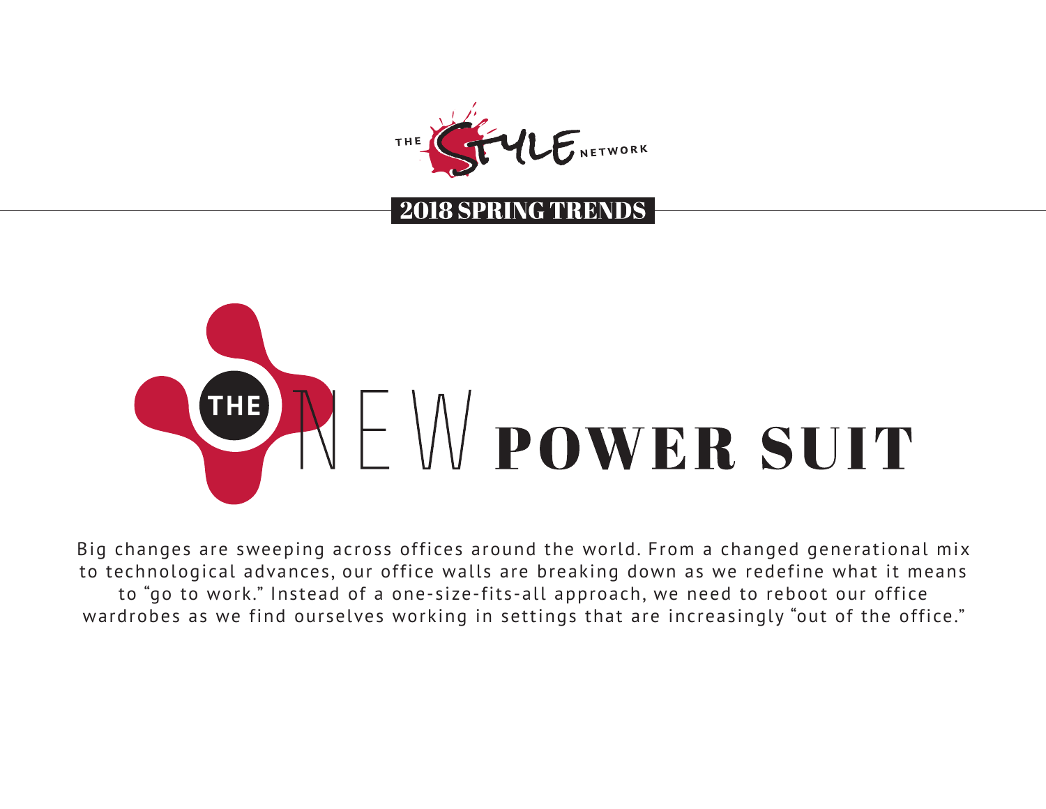THE STYLE NETWORK

## 2018 SPRING TRENDS

# THE NEW POWER SUIT

Big changes are sweeping across offices around the world. From a changed generational mix to technological advances, our office walls are breaking down as we redefine what it means to "go to work." Instead of a one-size-fits-all approach, we need to reboot our office wardrobes as we find ourselves working in settings that are increasingly "out of the office."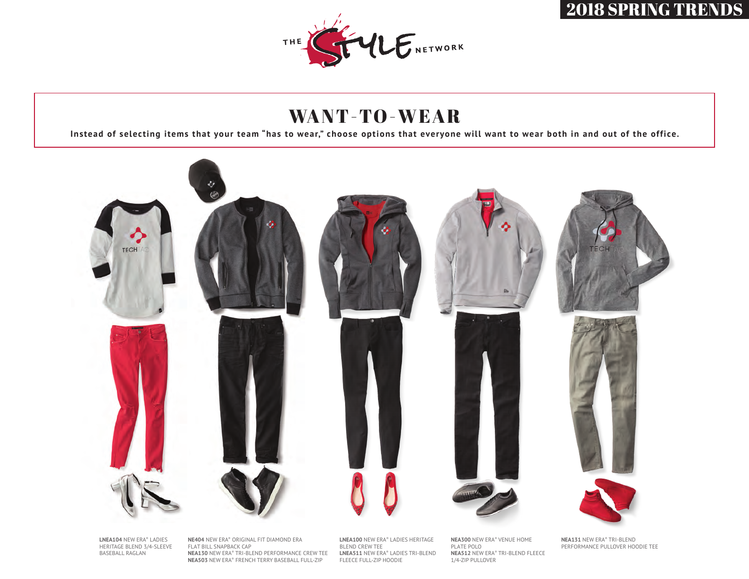# WANT-TO-WEAR

**Instead of selecting items that your team "has to wear," choose options that everyone will want to wear both in and out of the office.**

**LNEA104** NEW ERA® LADIES HERITAGE BLEND 3/4-SLEEVE BASEBALL RAGLAN

**NE404** NEW ERA® ORIGINAL FIT DIAMOND ERA FLAT BILL SNAPBACK CAP
**NEA130** NEW ERA® TRI-BLEND PERFORMANCE CREW TEE
**NEA503** NEW ERA® FRENCH TERRY BASEBALL FULL-ZIP

**LNEA100** NEW ERA® LADIES HERITAGE BLEND CREW TEE
**LNEA511** NEW ERA® LADIES TRI-BLEND FLEECE FULL-ZIP HOODIE

**NEA300** NEW ERA® VENUE HOME PLATE POLO
**NEA512** NEW ERA® TRI-BLEND FLEECE 1/4-ZIP PULLOVER

**NEA131** NEW ERA® TRI-BLEND PERFORMANCE PULLOVER HOODIE TEE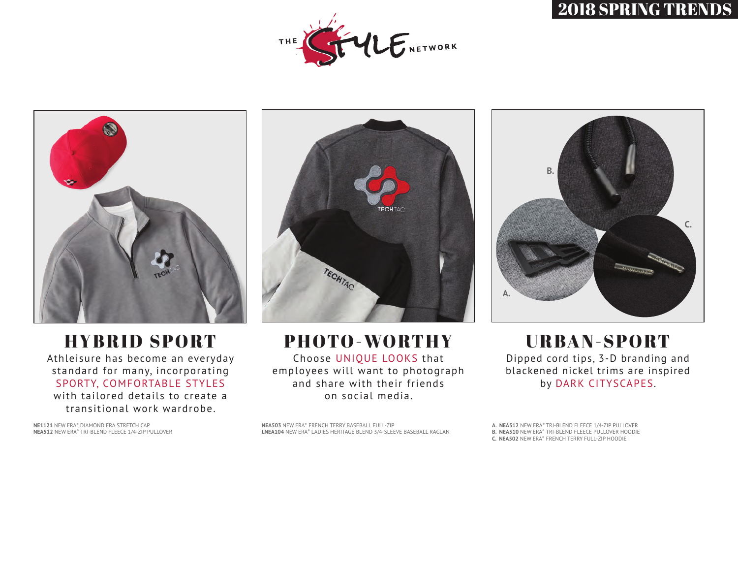# 2018 SPRING TRENDS

THE STYLE NETWORK

## HYBRID SPORT

Athleisure has become an everyday standard for many, incorporating SPORTY, COMFORTABLE STYLES with tailored details to create a transitional work wardrobe.

**NE1121** NEW ERA® DIAMOND ERA STRETCH CAP
**NEA512** NEW ERA® TRI-BLEND FLEECE 1/4-ZIP PULLOVER

## PHOTO-WORTHY

Choose UNIQUE LOOKS that employees will want to photograph and share with their friends on social media.

**NEA503** NEW ERA® FRENCH TERRY BASEBALL FULL-ZIP
**LNEA104** NEW ERA® LADIES HERITAGE BLEND 3/4-SLEEVE BASEBALL RAGLAN

## URBAN-SPORT

Dipped cord tips, 3-D branding and blackened nickel trims are inspired by DARK CITYSCAPES.

**A. NEA512** NEW ERA® TRI-BLEND FLEECE 1/4-ZIP PULLOVER
**B. NEA510** NEW ERA® TRI-BLEND FLEECE PULLOVER HOODIE
**C. NEA502** NEW ERA® FRENCH TERRY FULL-ZIP HOODIE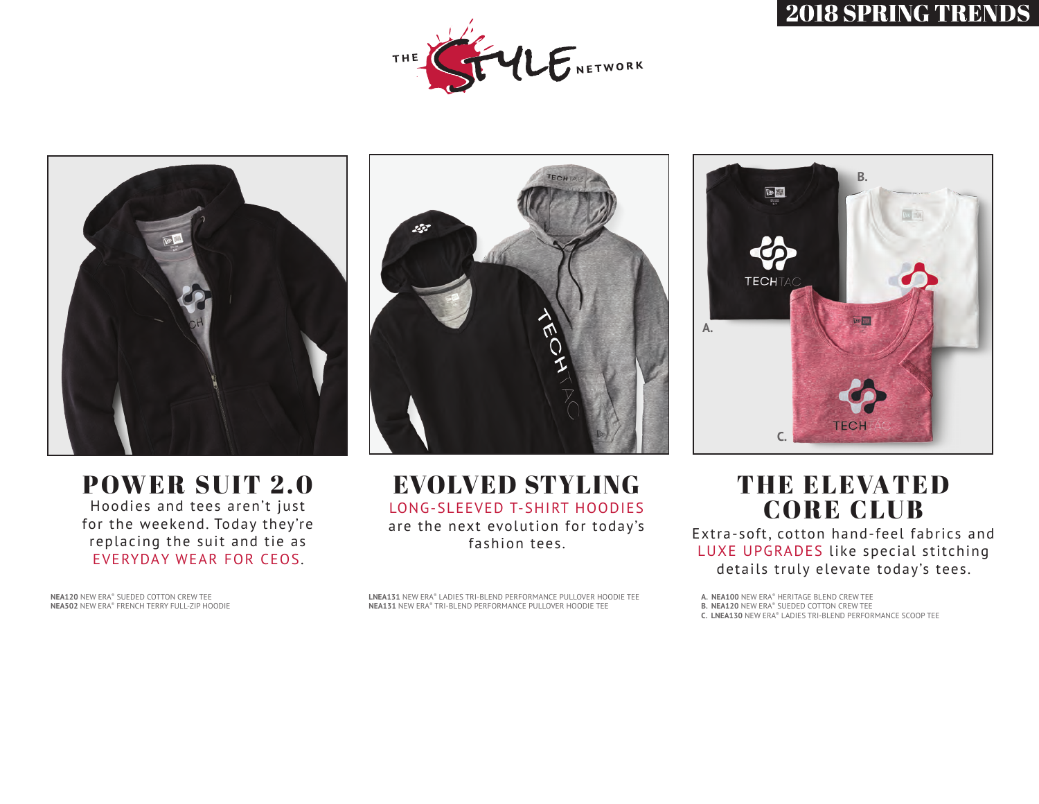2018 SPRING TRENDS

THE STYLE NETWORK

## POWER SUIT 2.0

Hoodies and tees aren't just for the weekend. Today they're replacing the suit and tie as EVERYDAY WEAR FOR CEOS.

**NEA120** NEW ERA® SUEDED COTTON CREW TEE
**NEA502** NEW ERA® FRENCH TERRY FULL-ZIP HOODIE

## EVOLVED STYLING

LONG-SLEEVED T-SHIRT HOODIES are the next evolution for today's fashion tees.

**LNEA131** NEW ERA® LADIES TRI-BLEND PERFORMANCE PULLOVER HOODIE TEE
**NEA131** NEW ERA® TRI-BLEND PERFORMANCE PULLOVER HOODIE TEE

## THE ELEVATED CORE CLUB

Extra-soft, cotton hand-feel fabrics and LUXE UPGRADES like special stitching details truly elevate today's tees.

A. **NEA100** NEW ERA® HERITAGE BLEND CREW TEE
B. **NEA120** NEW ERA® SUEDED COTTON CREW TEE
C. **LNEA130** NEW ERA® LADIES TRI-BLEND PERFORMANCE SCOOP TEE